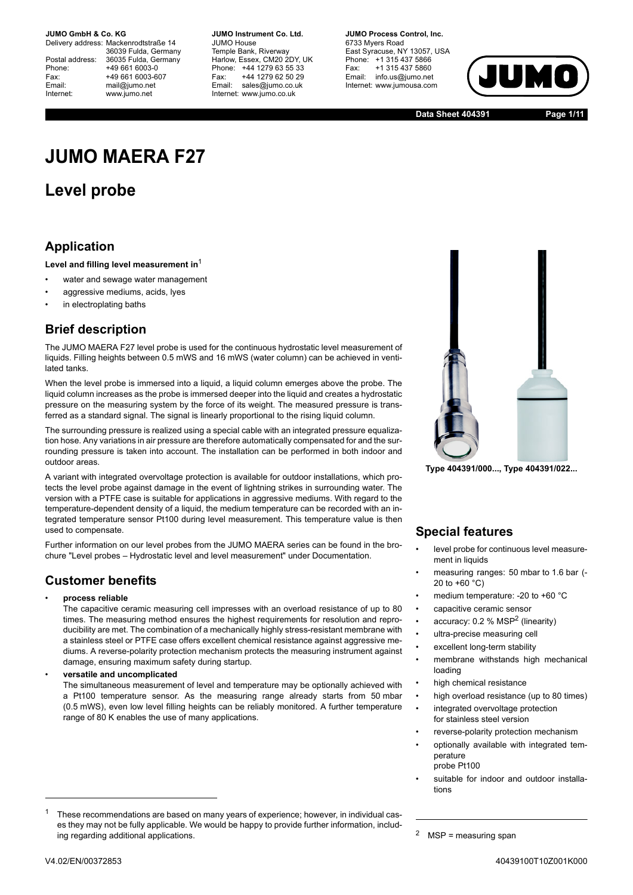**JUMO GmbH & Co. KG**
Delivery address: Mackenrodtstraße 14
36039 Fulda, Germany
Postal address: 36035 Fulda, Germany
Phone: +49 661 6003-0
Fax: +49 661 6003-607
Email: mail@jumo.net
Internet: www.jumo.net

**JUMO Instrument Co. Ltd.**
JUMO House
Temple Bank, Riverway
Harlow, Essex, CM20 2DY, UK
Phone: +44 1279 63 55 33
Fax: +44 1279 62 50 29
Email: sales@jumo.co.uk
Internet: www.jumo.co.uk

**JUMO Process Control, Inc.**
6733 Myers Road
East Syracuse, NY 13057, USA
Phone: +1 315 437 5866
Fax: +1 315 437 5860
Email: info.us@jumo.net
Internet: www.jumousa.com

**Data Sheet 404391**

# JUMO MAERA F27

## Level probe

### Application

**Level and filling level measurement in**[1]

- water and sewage water management
- aggressive mediums, acids, lyes
- in electroplating baths

### Brief description

The JUMO MAERA F27 level probe is used for the continuous hydrostatic level measurement of liquids. Filling heights between 0.5 mWS and 16 mWS (water column) can be achieved in ventilated tanks.

When the level probe is immersed into a liquid, a liquid column emerges above the probe. The liquid column increases as the probe is immersed deeper into the liquid and creates a hydrostatic pressure on the measuring system by the force of its weight. The measured pressure is transferred as a standard signal. The signal is linearly proportional to the rising liquid column.

The surrounding pressure is realized using a special cable with an integrated pressure equalization hose. Any variations in air pressure are therefore automatically compensated for and the surrounding pressure is taken into account. The installation can be performed in both indoor and outdoor areas.

A variant with integrated overvoltage protection is available for outdoor installations, which protects the level probe against damage in the event of lightning strikes in surrounding water. The version with a PTFE case is suitable for applications in aggressive mediums. With regard to the temperature-dependent density of a liquid, the medium temperature can be recorded with an integrated temperature sensor Pt100 during level measurement. This temperature value is then used to compensate.

Further information on our level probes from the JUMO MAERA series can be found in the brochure "Level probes – Hydrostatic level and level measurement" under Documentation.

### Customer benefits

- **process reliable**
  The capacitive ceramic measuring cell impresses with an overload resistance of up to 80 times. The measuring method ensures the highest requirements for resolution and reproducibility are met. The combination of a mechanically highly stress-resistant membrane with a stainless steel or PTFE case offers excellent chemical resistance against aggressive mediums. A reverse-polarity protection mechanism protects the measuring instrument against damage, ensuring maximum safety during startup.
- **versatile and uncomplicated**
  The simultaneous measurement of level and temperature may be optionally achieved with a Pt100 temperature sensor. As the measuring range already starts from 50 mbar (0.5 mWS), even low level filling heights can be reliably monitored. A further temperature range of 80 K enables the use of many applications.

Type 404391/000..., Type 404391/022...

### Special features

- level probe for continuous level measurement in liquids
- measuring ranges: 50 mbar to 1.6 bar (-20 to +60 °C)
- medium temperature: -20 to +60 °C
- capacitive ceramic sensor
- accuracy: 0.2 % MSP[2] (linearity)
- ultra-precise measuring cell
- excellent long-term stability
- membrane withstands high mechanical loading
- high chemical resistance
- high overload resistance (up to 80 times)
- integrated overvoltage protection for stainless steel version
- reverse-polarity protection mechanism
- optionally available with integrated temperature probe Pt100
- suitable for indoor and outdoor installations

[1] These recommendations are based on many years of experience; however, in individual cases they may not be fully applicable. We would be happy to provide further information, including regarding additional applications.

[2] MSP = measuring span

V4.02/EN/00372853

40439100T10Z001K000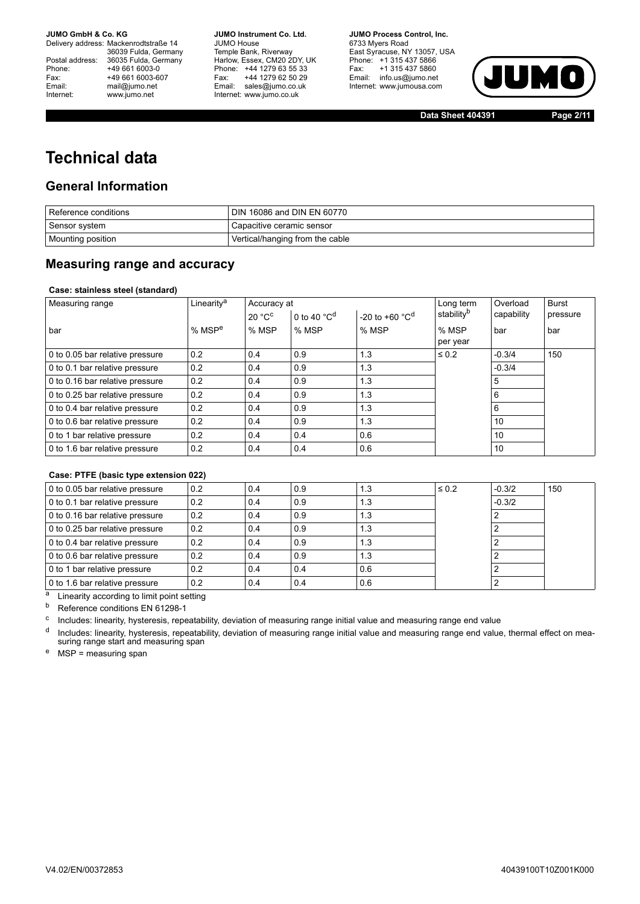# Technical data

## General Information

| Reference conditions | DIN 16086 and DIN EN 60770 |
|---|---|
| Sensor system | Capacitive ceramic sensor |
| Mounting position | Vertical/hanging from the cable |

## Measuring range and accuracy

**Case: stainless steel (standard)**

| Measuring range | Linearity[a] | Accuracy at | | | Long term stability[b] | Overload capability | Burst pressure |
|---|---|---|---|---|---|---|---|
| | | 20 °C[c] | 0 to 40 °C[d] | -20 to +60 °C[d] | | | |
| bar | % MSP[e] | % MSP | % MSP | % MSP | % MSP per year | bar | bar |
| 0 to 0.05 bar relative pressure | 0.2 | 0.4 | 0.9 | 1.3 | ≤ 0.2 | -0.3/4 | 150 |
| 0 to 0.1 bar relative pressure | 0.2 | 0.4 | 0.9 | 1.3 | | -0.3/4 | |
| 0 to 0.16 bar relative pressure | 0.2 | 0.4 | 0.9 | 1.3 | | 5 | |
| 0 to 0.25 bar relative pressure | 0.2 | 0.4 | 0.9 | 1.3 | | 6 | |
| 0 to 0.4 bar relative pressure | 0.2 | 0.4 | 0.9 | 1.3 | | 6 | |
| 0 to 0.6 bar relative pressure | 0.2 | 0.4 | 0.9 | 1.3 | | 10 | |
| 0 to 1 bar relative pressure | 0.2 | 0.4 | 0.4 | 0.6 | | 10 | |
| 0 to 1.6 bar relative pressure | 0.2 | 0.4 | 0.4 | 0.6 | | 10 | |

**Case: PTFE (basic type extension 022)**

| Measuring range | Linearity[a] | Accuracy at 20 °C[c] | Accuracy at 0 to 40 °C[d] | Accuracy at -20 to +60 °C[d] | Long term stability[b] | Overload capability | Burst pressure |
|---|---|---|---|---|---|---|---|
| 0 to 0.05 bar relative pressure | 0.2 | 0.4 | 0.9 | 1.3 | ≤ 0.2 | -0.3/2 | 150 |
| 0 to 0.1 bar relative pressure | 0.2 | 0.4 | 0.9 | 1.3 | | -0.3/2 | |
| 0 to 0.16 bar relative pressure | 0.2 | 0.4 | 0.9 | 1.3 | | 2 | |
| 0 to 0.25 bar relative pressure | 0.2 | 0.4 | 0.9 | 1.3 | | 2 | |
| 0 to 0.4 bar relative pressure | 0.2 | 0.4 | 0.9 | 1.3 | | 2 | |
| 0 to 0.6 bar relative pressure | 0.2 | 0.4 | 0.9 | 1.3 | | 2 | |
| 0 to 1 bar relative pressure | 0.2 | 0.4 | 0.4 | 0.6 | | 2 | |
| 0 to 1.6 bar relative pressure | 0.2 | 0.4 | 0.4 | 0.6 | | 2 | |

[a] Linearity according to limit point setting

[b] Reference conditions EN 61298-1

[c] Includes: linearity, hysteresis, repeatability, deviation of measuring range initial value and measuring range end value

[d] Includes: linearity, hysteresis, repeatability, deviation of measuring range initial value and measuring range end value, thermal effect on measuring range start and measuring span

[e] MSP = measuring span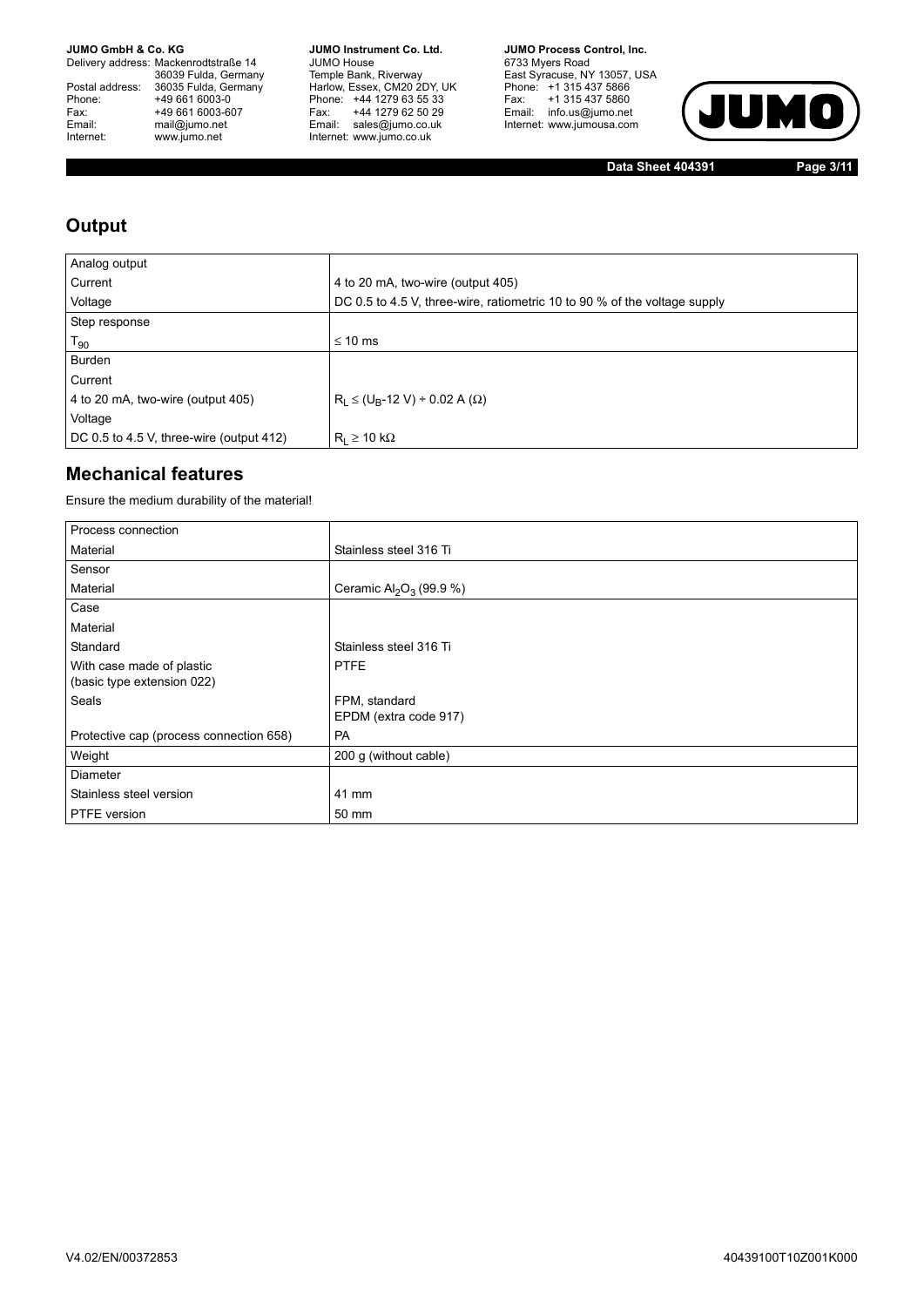## Output

| Analog output | |
|---|---|
| Current | 4 to 20 mA, two-wire (output 405) |
| Voltage | DC 0.5 to 4.5 V, three-wire, ratiometric 10 to 90 % of the voltage supply |
| Step response | |
| $T_{90}$ | ≤ 10 ms |
| Burden | |
| Current | |
| 4 to 20 mA, two-wire (output 405) | $R_L \leq (U_B\text{-}12\text{ V}) \div 0.02\text{ A}$ (Ω) |
| Voltage | |
| DC 0.5 to 4.5 V, three-wire (output 412) | $R_L \geq 10\text{ k}\Omega$ |

## Mechanical features

Ensure the medium durability of the material!

| Process connection | |
|---|---|
| Material | Stainless steel 316 Ti |
| Sensor | |
| Material | Ceramic $Al_2O_3$ (99.9 %) |
| Case | |
| Material | |
| Standard | Stainless steel 316 Ti |
| With case made of plastic (basic type extension 022) | PTFE |
| Seals | FPM, standard<br>EPDM (extra code 917) |
| Protective cap (process connection 658) | PA |
| Weight | 200 g (without cable) |
| Diameter | |
| Stainless steel version | 41 mm |
| PTFE version | 50 mm |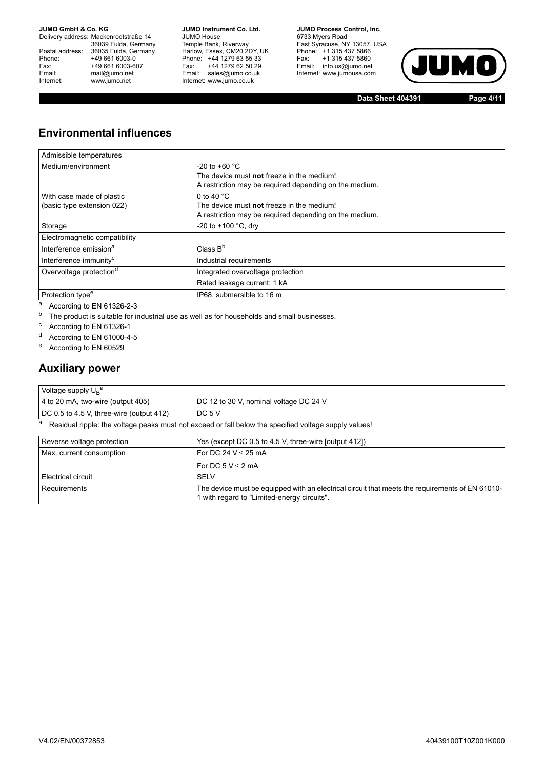## Environmental influences

| Admissible temperatures | |
|---|---|
| Medium/environment | -20 to +60 °C<br>The device must **not** freeze in the medium!<br>A restriction may be required depending on the medium. |
| With case made of plastic<br>(basic type extension 022) | 0 to 40 °C<br>The device must **not** freeze in the medium!<br>A restriction may be required depending on the medium. |
| Storage | -20 to +100 °C, dry |
| Electromagnetic compatibility | |
| Interference emission[a] | Class B[b] |
| Interference immunity[c] | Industrial requirements |
| Overvoltage protection[d] | Integrated overvoltage protection |
| | Rated leakage current: 1 kA |
| Protection type[e] | IP68, submersible to 16 m |

[a] According to EN 61326-2-3

[b] The product is suitable for industrial use as well as for households and small businesses.

[c] According to EN 61326-1

[d] According to EN 61000-4-5

[e] According to EN 60529

## Auxiliary power

| Voltage supply $U_B$[a] | |
|---|---|
| 4 to 20 mA, two-wire (output 405) | DC 12 to 30 V, nominal voltage DC 24 V |
| DC 0.5 to 4.5 V, three-wire (output 412) | DC 5 V |

[a] Residual ripple: the voltage peaks must not exceed or fall below the specified voltage supply values!

| Reverse voltage protection | Yes (except DC 0.5 to 4.5 V, three-wire [output 412]) |
|---|---|
| Max. current consumption | For DC 24 V ≤ 25 mA |
| | For DC 5 V ≤ 2 mA |
| Electrical circuit | SELV |
| Requirements | The device must be equipped with an electrical circuit that meets the requirements of EN 61010-1 with regard to "Limited-energy circuits". |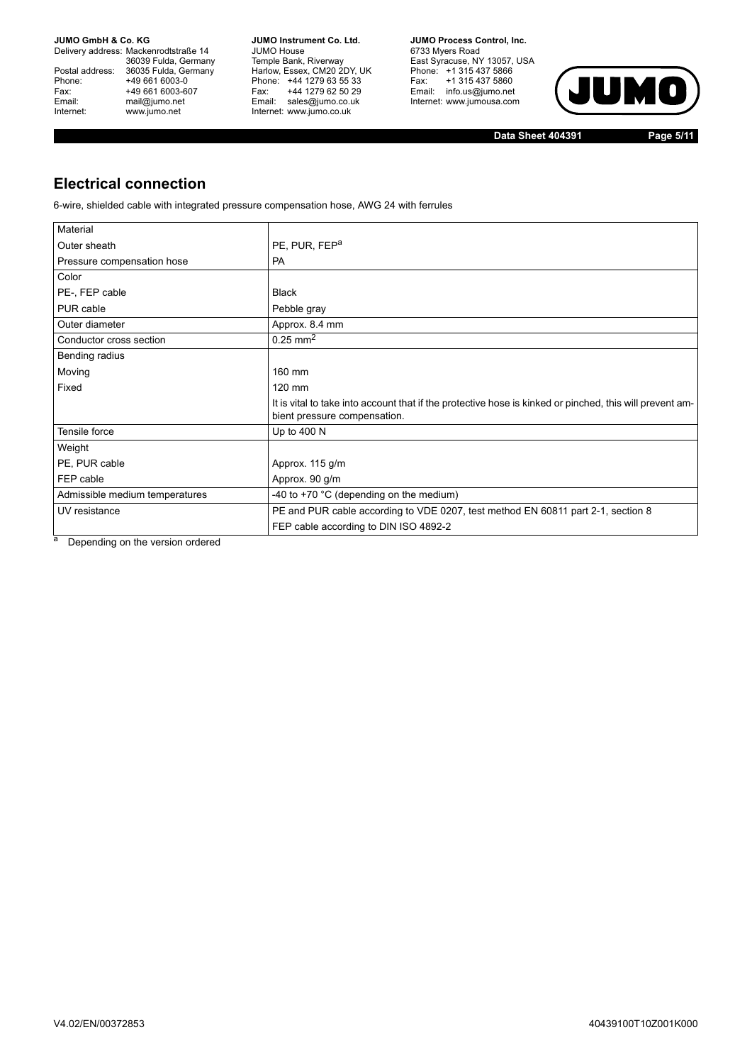## Electrical connection

6-wire, shielded cable with integrated pressure compensation hose, AWG 24 with ferrules

| Material | |
|---|---|
| Outer sheath | PE, PUR, FEP[a] |
| Pressure compensation hose | PA |
| Color | |
| PE-, FEP cable | Black |
| PUR cable | Pebble gray |
| Outer diameter | Approx. 8.4 mm |
| Conductor cross section | $0.25\ mm^2$ |
| Bending radius | |
| Moving | 160 mm |
| Fixed | 120 mm |
| | It is vital to take into account that if the protective hose is kinked or pinched, this will prevent ambient pressure compensation. |
| Tensile force | Up to 400 N |
| Weight | |
| PE, PUR cable | Approx. 115 g/m |
| FEP cable | Approx. 90 g/m |
| Admissible medium temperatures | -40 to +70 °C (depending on the medium) |
| UV resistance | PE and PUR cable according to VDE 0207, test method EN 60811 part 2-1, section 8 |
| | FEP cable according to DIN ISO 4892-2 |

[a] Depending on the version ordered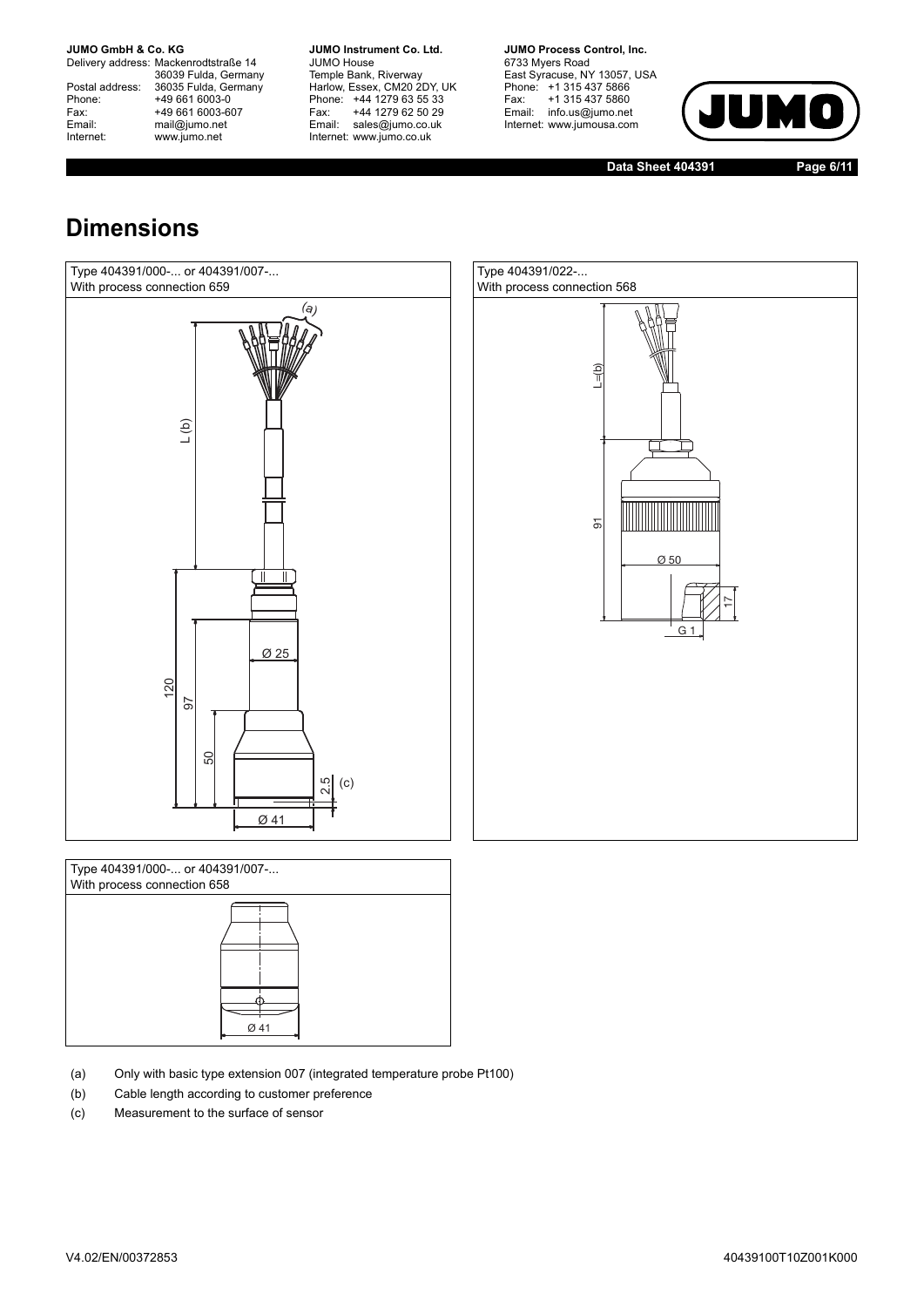# Dimensions

Type 404391/000-... or 404391/007-...
With process connection 659

(a)

L (b)

120

97

50

Ø 25

2.5 (c)

Ø 41

Type 404391/022-...
With process connection 568

L=(b)

91

Ø 50

17

G 1

Type 404391/000-... or 404391/007-...
With process connection 658

Ø 41

(a) Only with basic type extension 007 (integrated temperature probe Pt100)

(b) Cable length according to customer preference

(c) Measurement to the surface of sensor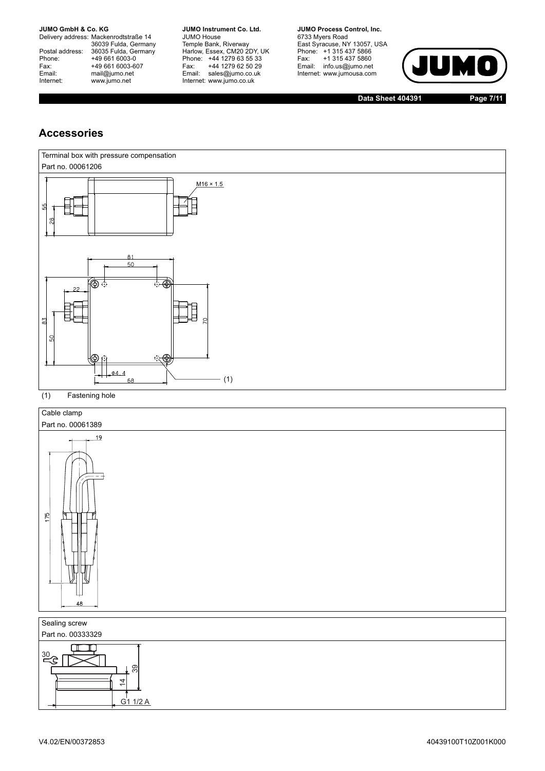## Accessories

| Terminal box with pressure compensation |
| --- |
| Part no. 00061206 |

(1) Fastening hole

| Cable clamp |
| --- |
| Part no. 00061389 |

| Sealing screw |
| --- |
| Part no. 00333329 |

V4.02/EN/00372853

40439100T10Z001K000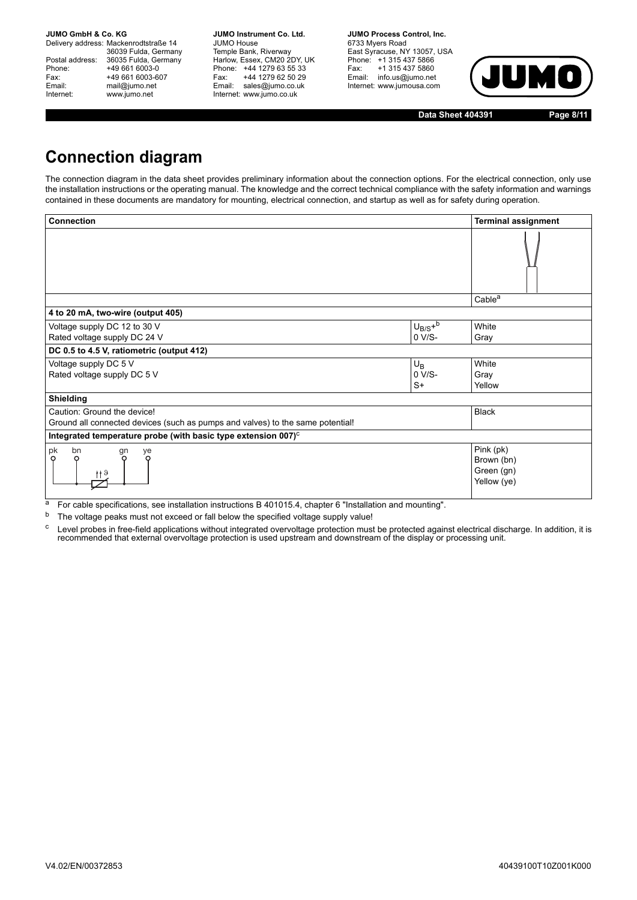# Connection diagram

The connection diagram in the data sheet provides preliminary information about the connection options. For the electrical connection, only use the installation instructions or the operating manual. The knowledge and the correct technical compliance with the safety information and warnings contained in these documents are mandatory for mounting, electrical connection, and startup as well as for safety during operation.

| Connection | | Terminal assignment |
|---|---|---|
| | | Cable[a] |
| **4 to 20 mA, two-wire (output 405)** | | |
| Voltage supply DC 12 to 30 V<br>Rated voltage supply DC 24 V | $U_{B/S}+$[b]<br>0 V/S- | White<br>Gray |
| **DC 0.5 to 4.5 V, ratiometric (output 412)** | | |
| Voltage supply DC 5 V<br>Rated voltage supply DC 5 V | $U_B$<br>0 V/S-<br>S+ | White<br>Gray<br>Yellow |
| **Shielding** | | |
| Caution: Ground the device!<br>Ground all connected devices (such as pumps and valves) to the same potential! | | Black |
| **Integrated temperature probe (with basic type extension 007)**[c] | | |
| pk bn gn ye | | Pink (pk)<br>Brown (bn)<br>Green (gn)<br>Yellow (ye) |

[a] For cable specifications, see installation instructions B 401015.4, chapter 6 "Installation and mounting".

[b] The voltage peaks must not exceed or fall below the specified voltage supply value!

[c] Level probes in free-field applications without integrated overvoltage protection must be protected against electrical discharge. In addition, it is recommended that external overvoltage protection is used upstream and downstream of the display or processing unit.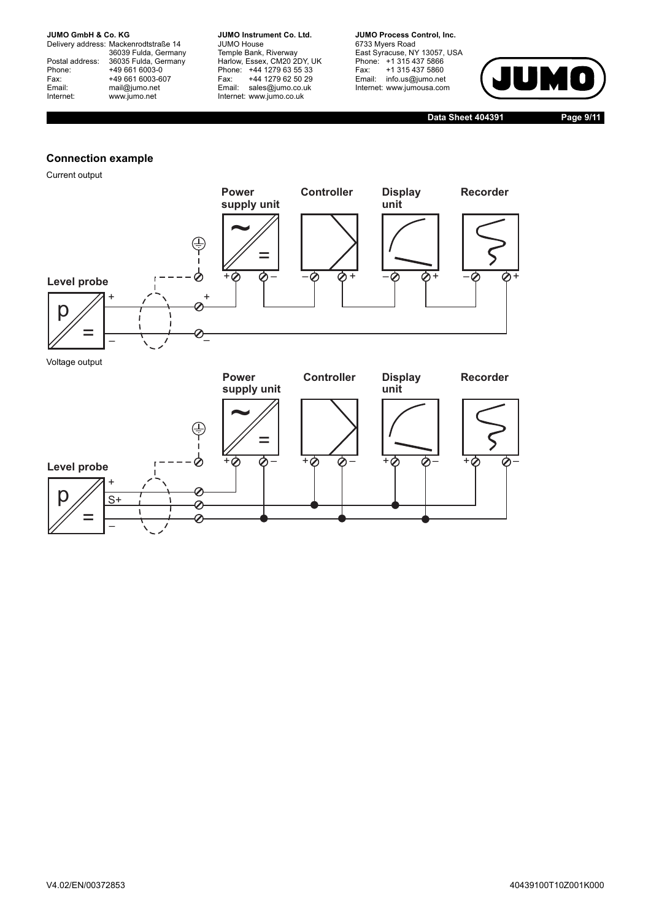## Connection example

Current output

Power supply unit

Controller

Display unit

Recorder

Level probe

Voltage output

Power supply unit

Controller

Display unit

Recorder

Level probe

V4.02/EN/00372853

40439100T10Z001K000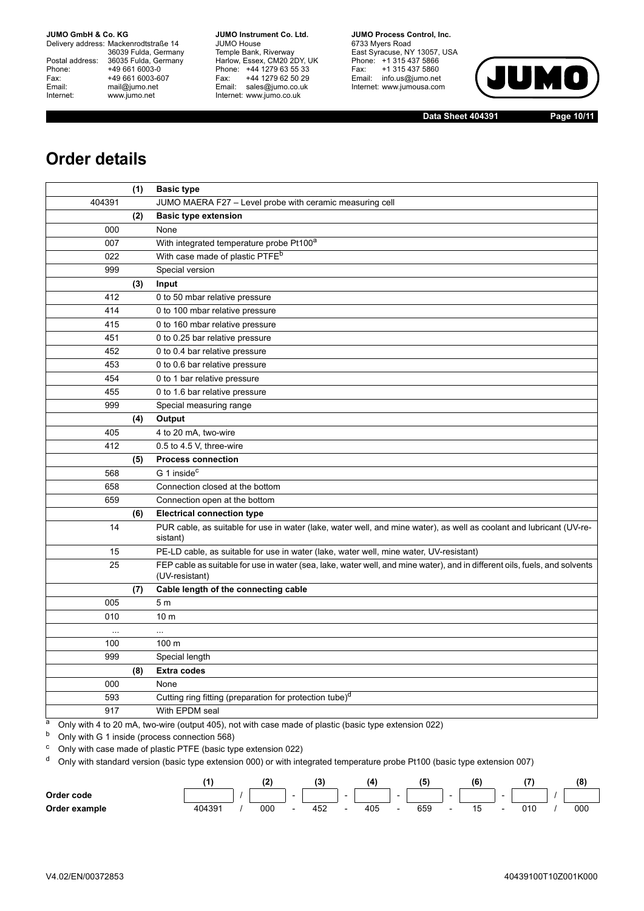## Order details

| | (1) | Basic type |
|---|---|---|
| 404391 | | JUMO MAERA F27 – Level probe with ceramic measuring cell |
| | **(2)** | **Basic type extension** |
| 000 | | None |
| 007 | | With integrated temperature probe Pt100[a] |
| 022 | | With case made of plastic PTFE[b] |
| 999 | | Special version |
| | **(3)** | **Input** |
| 412 | | 0 to 50 mbar relative pressure |
| 414 | | 0 to 100 mbar relative pressure |
| 415 | | 0 to 160 mbar relative pressure |
| 451 | | 0 to 0.25 bar relative pressure |
| 452 | | 0 to 0.4 bar relative pressure |
| 453 | | 0 to 0.6 bar relative pressure |
| 454 | | 0 to 1 bar relative pressure |
| 455 | | 0 to 1.6 bar relative pressure |
| 999 | | Special measuring range |
| | **(4)** | **Output** |
| 405 | | 4 to 20 mA, two-wire |
| 412 | | 0.5 to 4.5 V, three-wire |
| | **(5)** | **Process connection** |
| 568 | | G 1 inside[c] |
| 658 | | Connection closed at the bottom |
| 659 | | Connection open at the bottom |
| | **(6)** | **Electrical connection type** |
| 14 | | PUR cable, as suitable for use in water (lake, water well, and mine water), as well as coolant and lubricant (UV-resistant) |
| 15 | | PE-LD cable, as suitable for use in water (lake, water well, mine water, UV-resistant) |
| 25 | | FEP cable as suitable for use in water (sea, lake, water well, and mine water), and in different oils, fuels, and solvents (UV-resistant) |
| | **(7)** | **Cable length of the connecting cable** |
| 005 | | 5 m |
| 010 | | 10 m |
| ... | | ... |
| 100 | | 100 m |
| 999 | | Special length |
| | **(8)** | **Extra codes** |
| 000 | | None |
| 593 | | Cutting ring fitting (preparation for protection tube)[d] |
| 917 | | With EPDM seal |

[a] Only with 4 to 20 mA, two-wire (output 405), not with case made of plastic (basic type extension 022)

[b] Only with G 1 inside (process connection 568)

[c] Only with case made of plastic PTFE (basic type extension 022)

[d] Only with standard version (basic type extension 000) or with integrated temperature probe Pt100 (basic type extension 007)

| | (1) | | (2) | | (3) | | (4) | | (5) | | (6) | | (7) | | (8) |
|---|---|---|---|---|---|---|---|---|---|---|---|---|---|---|---|
| **Order code** | | / | | - | | - | | - | | - | | - | | / | |
| **Order example** | 404391 | / | 000 | - | 452 | - | 405 | - | 659 | - | 15 | - | 010 | / | 000 |

V4.02/EN/00372853 40439100T10Z001K000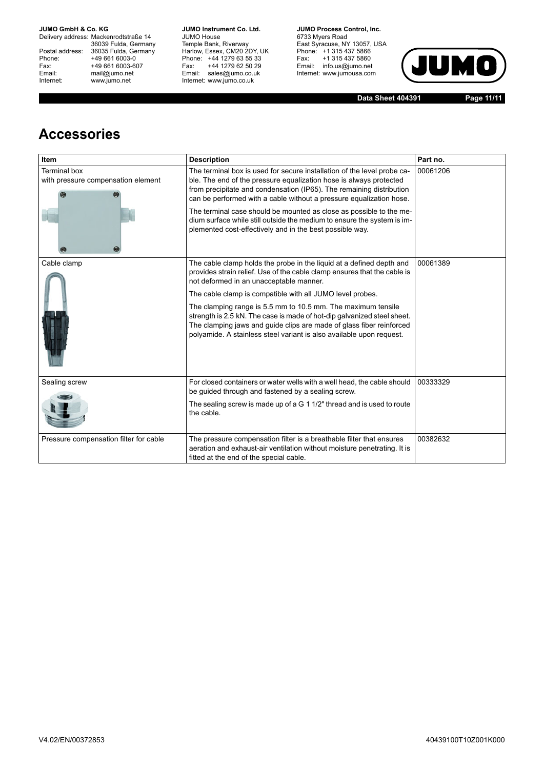## Accessories

| Item | Description | Part no. |
|---|---|---|
| Terminal box with pressure compensation element | The terminal box is used for secure installation of the level probe cable. The end of the pressure equalization hose is always protected from precipitate and condensation (IP65). The remaining distribution can be performed with a cable without a pressure equalization hose. The terminal case should be mounted as close as possible to the medium surface while still outside the medium to ensure the system is implemented cost-effectively and in the best possible way. | 00061206 |
| Cable clamp | The cable clamp holds the probe in the liquid at a defined depth and provides strain relief. Use of the cable clamp ensures that the cable is not deformed in an unacceptable manner. The cable clamp is compatible with all JUMO level probes. The clamping range is 5.5 mm to 10.5 mm. The maximum tensile strength is 2.5 kN. The case is made of hot-dip galvanized steel sheet. The clamping jaws and guide clips are made of glass fiber reinforced polyamide. A stainless steel variant is also available upon request. | 00061389 |
| Sealing screw | For closed containers or water wells with a well head, the cable should be guided through and fastened by a sealing screw. The sealing screw is made up of a G 1 1/2" thread and is used to route the cable. | 00333329 |
| Pressure compensation filter for cable | The pressure compensation filter is a breathable filter that ensures aeration and exhaust-air ventilation without moisture penetrating. It is fitted at the end of the special cable. | 00382632 |